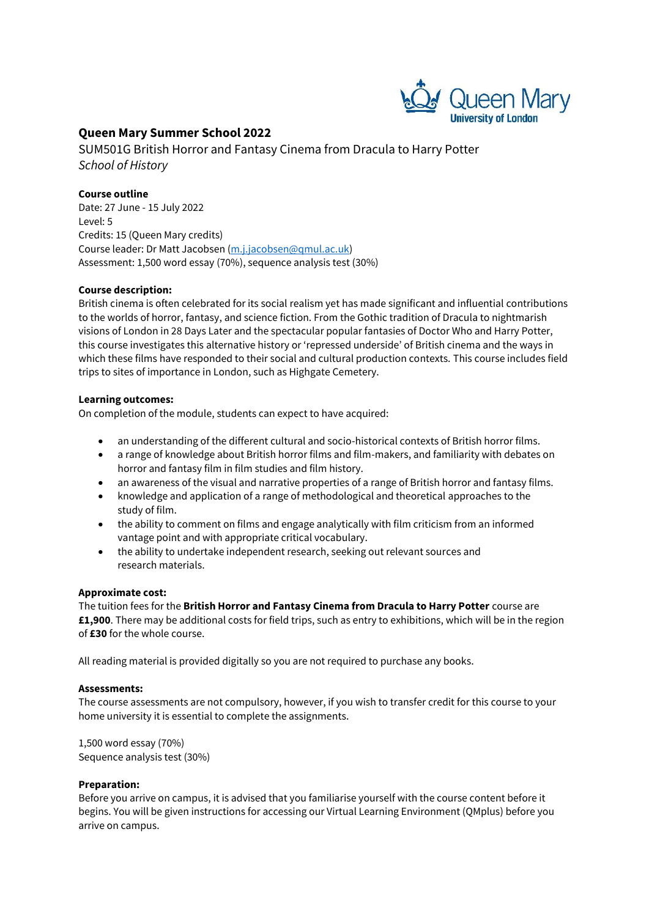## Queen Mary Summer School 2022

SUM501G British Horror and Fantasy Cinema from Dracula to Harry Potter

*School of History*

**Course outline**

Date: 27 June - 15 July 2022
Level: 5
Credits: 15 (Queen Mary credits)
Course leader: Dr Matt Jacobsen (m.j.jacobsen@qmul.ac.uk)
Assessment: 1,500 word essay (70%), sequence analysis test (30%)

**Course description:**

British cinema is often celebrated for its social realism yet has made significant and influential contributions to the worlds of horror, fantasy, and science fiction. From the Gothic tradition of Dracula to nightmarish visions of London in 28 Days Later and the spectacular popular fantasies of Doctor Who and Harry Potter, this course investigates this alternative history or 'repressed underside' of British cinema and the ways in which these films have responded to their social and cultural production contexts. This course includes field trips to sites of importance in London, such as Highgate Cemetery.

**Learning outcomes:**

On completion of the module, students can expect to have acquired:

- an understanding of the different cultural and socio-historical contexts of British horror films.
- a range of knowledge about British horror films and film-makers, and familiarity with debates on horror and fantasy film in film studies and film history.
- an awareness of the visual and narrative properties of a range of British horror and fantasy films.
- knowledge and application of a range of methodological and theoretical approaches to the study of film.
- the ability to comment on films and engage analytically with film criticism from an informed vantage point and with appropriate critical vocabulary.
- the ability to undertake independent research, seeking out relevant sources and research materials.

**Approximate cost:**

The tuition fees for the **British Horror and Fantasy Cinema from Dracula to Harry Potter** course are **£1,900**. There may be additional costs for field trips, such as entry to exhibitions, which will be in the region of **£30** for the whole course.

All reading material is provided digitally so you are not required to purchase any books.

**Assessments:**

The course assessments are not compulsory, however, if you wish to transfer credit for this course to your home university it is essential to complete the assignments.

1,500 word essay (70%)
Sequence analysis test (30%)

**Preparation:**

Before you arrive on campus, it is advised that you familiarise yourself with the course content before it begins. You will be given instructions for accessing our Virtual Learning Environment (QMplus) before you arrive on campus.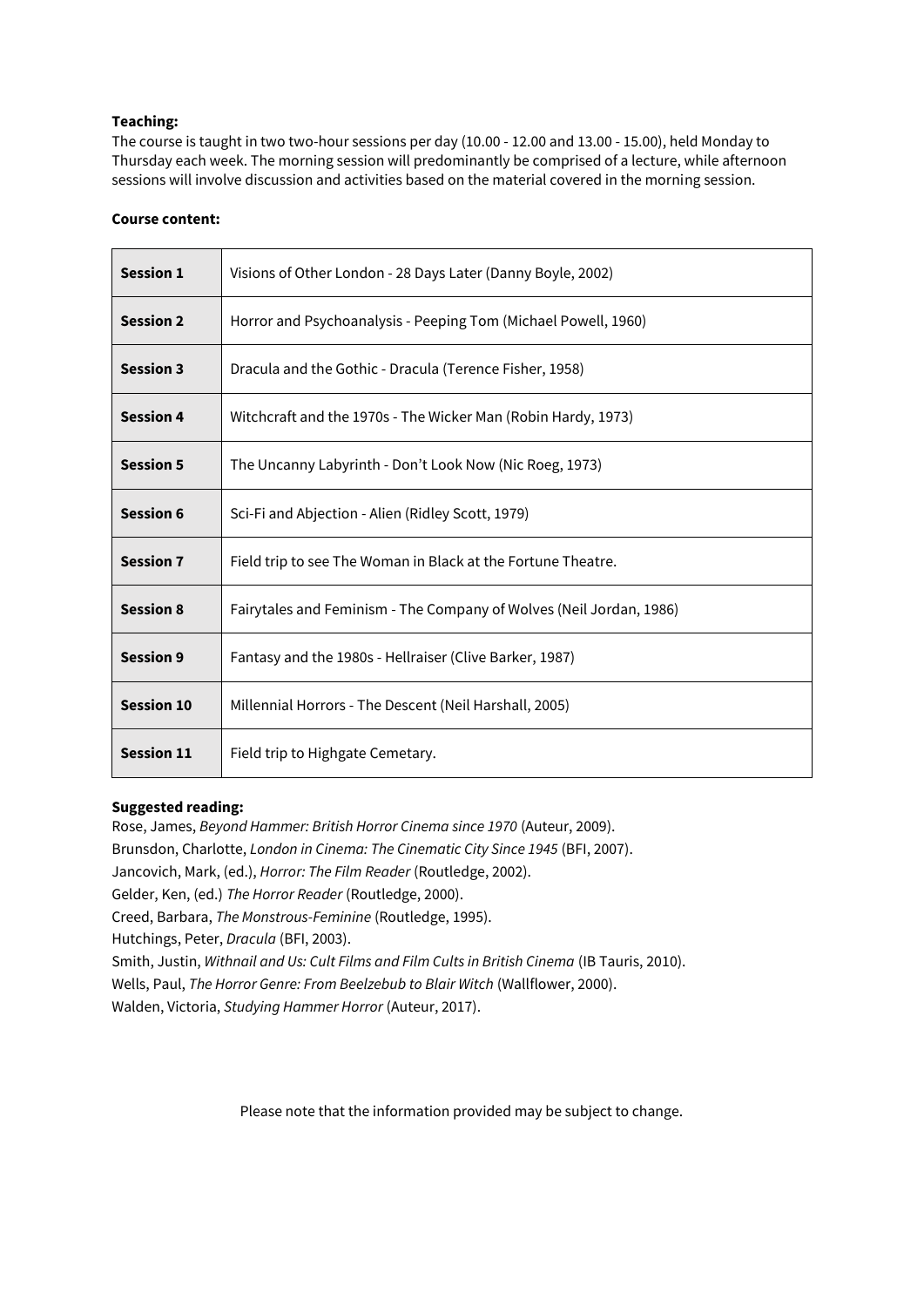**Teaching:**
The course is taught in two two-hour sessions per day (10.00 - 12.00 and 13.00 - 15.00), held Monday to Thursday each week. The morning session will predominantly be comprised of a lecture, while afternoon sessions will involve discussion and activities based on the material covered in the morning session.

**Course content:**

| | |
|---|---|
| **Session 1** | Visions of Other London - 28 Days Later (Danny Boyle, 2002) |
| **Session 2** | Horror and Psychoanalysis - Peeping Tom (Michael Powell, 1960) |
| **Session 3** | Dracula and the Gothic - Dracula (Terence Fisher, 1958) |
| **Session 4** | Witchcraft and the 1970s - The Wicker Man (Robin Hardy, 1973) |
| **Session 5** | The Uncanny Labyrinth - Don't Look Now (Nic Roeg, 1973) |
| **Session 6** | Sci-Fi and Abjection - Alien (Ridley Scott, 1979) |
| **Session 7** | Field trip to see The Woman in Black at the Fortune Theatre. |
| **Session 8** | Fairytales and Feminism - The Company of Wolves (Neil Jordan, 1986) |
| **Session 9** | Fantasy and the 1980s - Hellraiser (Clive Barker, 1987) |
| **Session 10** | Millennial Horrors - The Descent (Neil Harshall, 2005) |
| **Session 11** | Field trip to Highgate Cemetary. |

**Suggested reading:**
Rose, James, *Beyond Hammer: British Horror Cinema since 1970* (Auteur, 2009).
Brunsdon, Charlotte, *London in Cinema: The Cinematic City Since 1945* (BFI, 2007).
Jancovich, Mark, (ed.), *Horror: The Film Reader* (Routledge, 2002).
Gelder, Ken, (ed.) *The Horror Reader* (Routledge, 2000).
Creed, Barbara, *The Monstrous-Feminine* (Routledge, 1995).
Hutchings, Peter, *Dracula* (BFI, 2003).
Smith, Justin, *Withnail and Us: Cult Films and Film Cults in British Cinema* (IB Tauris, 2010).
Wells, Paul, *The Horror Genre: From Beelzebub to Blair Witch* (Wallflower, 2000).
Walden, Victoria, *Studying Hammer Horror* (Auteur, 2017).

Please note that the information provided may be subject to change.